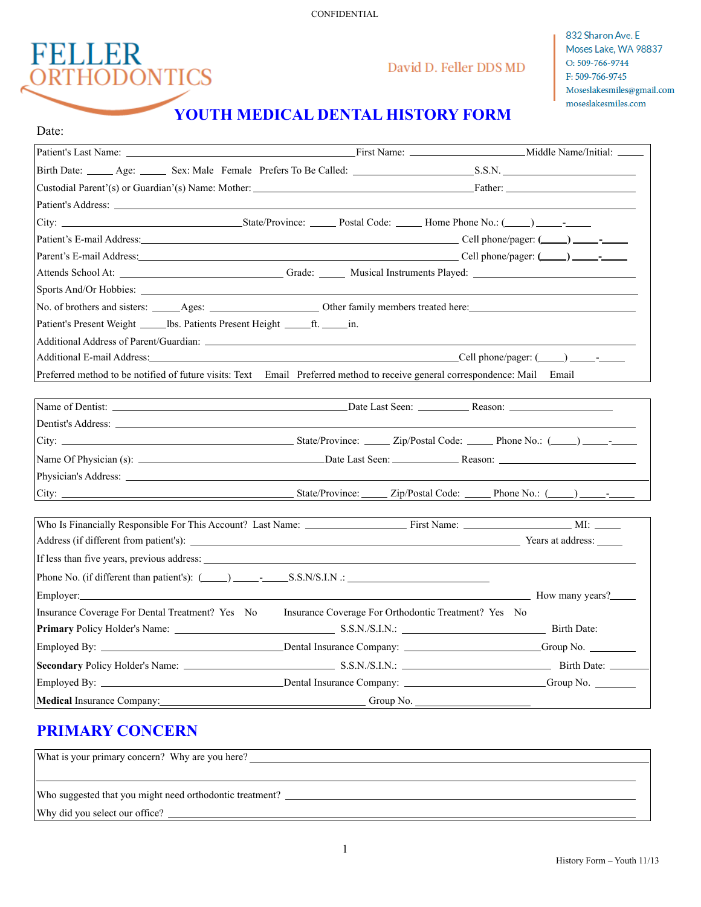CONFIDENTIAL

FELLER ORTHODONTICS

David D. Feller DDS MD

832 Sharon Ave. E
Moses Lake, WA 98837
O: 509-766-9744
F: 509-766-9745
Moseslakesmiles@gmail.com
moseslakesmiles.com

# YOUTH MEDICAL DENTAL HISTORY FORM

Date:

Patient's Last Name: ______________________ First Name: ______________ Middle Name/Initial: _____

Birth Date: _____ Age: _____ Sex: Male Female Prefers To Be Called: ______________ S.S.N. ______________

Custodial Parent'(s) or Guardian'(s) Name: Mother: ______________________ Father: ______________

Patient's Address: ______________________________________________

City: ______________ State/Province: _____ Postal Code: _____ Home Phone No.: (_____) _____-_____

Patient's E-mail Address: ______________________________ Cell phone/pager: (_____) _____-_____

Parent's E-mail Address: ______________________________ Cell phone/pager: (_____) _____-_____

Attends School At: ______________ Grade: _____ Musical Instruments Played: ______________

Sports And/Or Hobbies: ______________________________________________

No. of brothers and sisters: _____ Ages: ______________ Other family members treated here: ______________

Patient's Present Weight _____lbs. Patients Present Height _____ft. _____in.

Additional Address of Parent/Guardian: ______________________________________________

Additional E-mail Address: ______________________________ Cell phone/pager: (_____) _____-_____

Preferred method to be notified of future visits: Text Email Preferred method to receive general correspondence: Mail Email

---

Name of Dentist: ______________________ Date Last Seen: __________ Reason: ______________

Dentist's Address: ______________________________________________

City: ______________ State/Province: _____ Zip/Postal Code: _____ Phone No.: (_____) _____-_____

Name Of Physician (s): ______________________ Date Last Seen: __________ Reason: ______________

Physician's Address: ______________________________________________

City: ______________ State/Province: _____ Zip/Postal Code: _____ Phone No.: (_____) _____-_____

---

Who Is Financially Responsible For This Account? Last Name: ______________ First Name: ______________ MI: _____

Address (if different from patient's): ______________________________ Years at address: _____

If less than five years, previous address: ______________________________________________

Phone No. (if different than patient's): (_____) _____-_____ S.S.N/S.I.N .: ______________

Employer: ______________________________________________ How many years? _____

Insurance Coverage For Dental Treatment? Yes No Insurance Coverage For Orthodontic Treatment? Yes No

**Primary** Policy Holder's Name: ______________ S.S.N./S.I.N.: ______________ Birth Date:

Employed By: ______________ Dental Insurance Company: ______________ Group No. __________

**Secondary** Policy Holder's Name: ______________ S.S.N./S.I.N.: ______________ Birth Date: __________

Employed By: ______________ Dental Insurance Company: ______________ Group No. __________

**Medical** Insurance Company: ______________________ Group No. ______________

## PRIMARY CONCERN

What is your primary concern? Why are you here? ______________________________________________

______________________________________________

Who suggested that you might need orthodontic treatment? ______________________________

Why did you select our office? ______________________________________________

History Form – Youth 11/13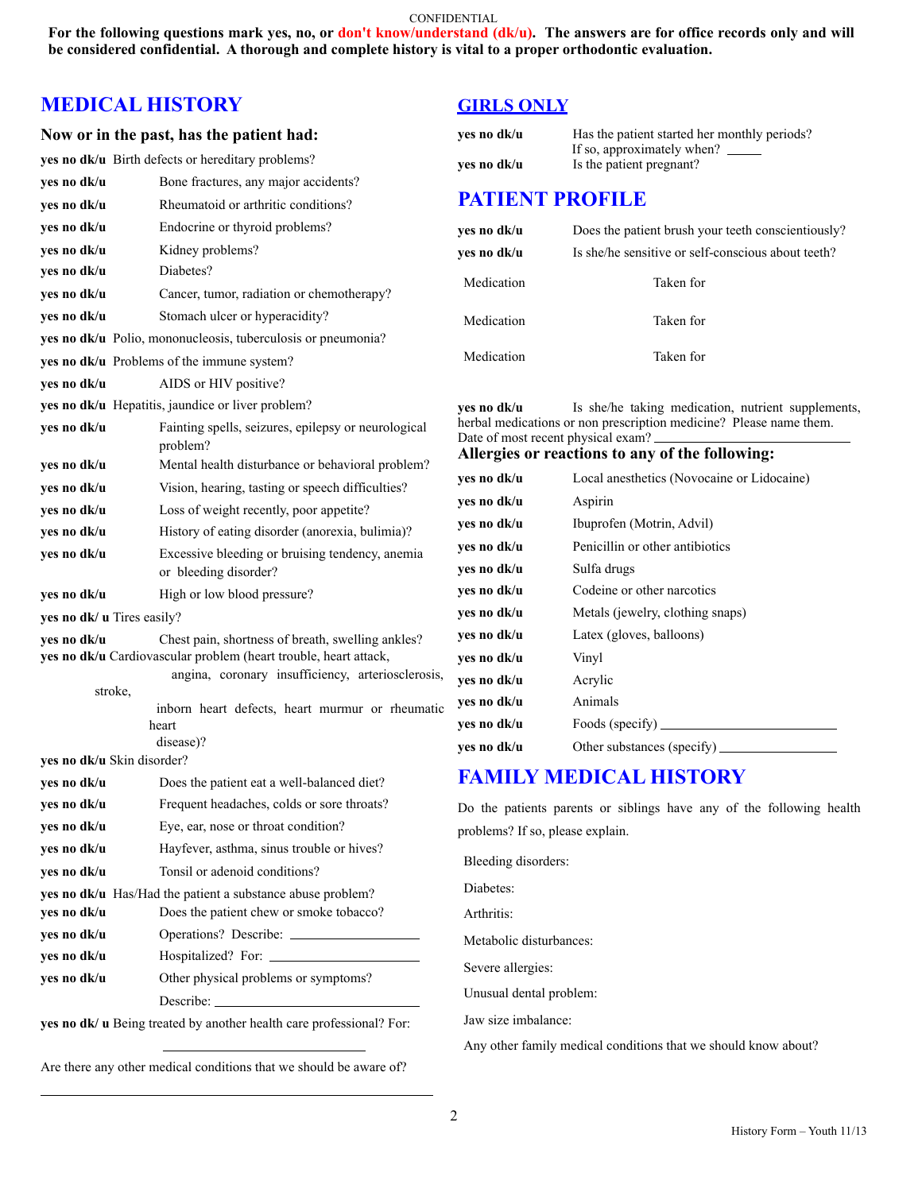CONFIDENTIAL

**For the following questions mark yes, no, or don't know/understand (dk/u). The answers are for office records only and will be considered confidential. A thorough and complete history is vital to a proper orthodontic evaluation.**

## MEDICAL HISTORY

### Now or in the past, has the patient had:

**yes no dk/u** Birth defects or hereditary problems?

**yes no dk/u** Bone fractures, any major accidents?

**yes no dk/u** Rheumatoid or arthritic conditions?

**yes no dk/u** Endocrine or thyroid problems?

**yes no dk/u** Kidney problems?

**yes no dk/u** Diabetes?

**yes no dk/u** Cancer, tumor, radiation or chemotherapy?

**yes no dk/u** Stomach ulcer or hyperacidity?

**yes no dk/u** Polio, mononucleosis, tuberculosis or pneumonia?

**yes no dk/u** Problems of the immune system?

**yes no dk/u** AIDS or HIV positive?

**yes no dk/u** Hepatitis, jaundice or liver problem?

**yes no dk/u** Fainting spells, seizures, epilepsy or neurological problem?

**yes no dk/u** Mental health disturbance or behavioral problem?

**yes no dk/u** Vision, hearing, tasting or speech difficulties?

**yes no dk/u** Loss of weight recently, poor appetite?

**yes no dk/u** History of eating disorder (anorexia, bulimia)?

**yes no dk/u** Excessive bleeding or bruising tendency, anemia or bleeding disorder?

**yes no dk/u** High or low blood pressure?

**yes no dk/ u** Tires easily?

**yes no dk/u** Chest pain, shortness of breath, swelling ankles?

**yes no dk/u** Cardiovascular problem (heart trouble, heart attack, angina, coronary insufficiency, arteriosclerosis, stroke, inborn heart defects, heart murmur or rheumatic heart disease)?

**yes no dk/u** Skin disorder?

**yes no dk/u** Does the patient eat a well-balanced diet?

**yes no dk/u** Frequent headaches, colds or sore throats?

**yes no dk/u** Eye, ear, nose or throat condition?

**yes no dk/u** Hayfever, asthma, sinus trouble or hives?

**yes no dk/u** Tonsil or adenoid conditions?

**yes no dk/u** Has/Had the patient a substance abuse problem?

**yes no dk/u** Does the patient chew or smoke tobacco?

**yes no dk/u** Operations? Describe: ____________________

**yes no dk/u** Hospitalized? For: ____________________

**yes no dk/u** Other physical problems or symptoms?

Describe: ____________________

**yes no dk/ u** Being treated by another health care professional? For:

____________________

Are there any other medical conditions that we should be aware of?

____________________

## GIRLS ONLY

**yes no dk/u** Has the patient started her monthly periods? If so, approximately when? _____

**yes no dk/u** Is the patient pregnant?

## PATIENT PROFILE

**yes no dk/u** Does the patient brush your teeth conscientiously?

**yes no dk/u** Is she/he sensitive or self-conscious about teeth?

Medication Taken for

Medication Taken for

Medication Taken for

**yes no dk/u** Is she/he taking medication, nutrient supplements, herbal medications or non prescription medicine? Please name them.

Date of most recent physical exam? ____________________

### Allergies or reactions to any of the following:

**yes no dk/u** Local anesthetics (Novocaine or Lidocaine)

**yes no dk/u** Aspirin

**yes no dk/u** Ibuprofen (Motrin, Advil)

**yes no dk/u** Penicillin or other antibiotics

**yes no dk/u** Sulfa drugs

**yes no dk/u** Codeine or other narcotics

**yes no dk/u** Metals (jewelry, clothing snaps)

**yes no dk/u** Latex (gloves, balloons)

**yes no dk/u** Vinyl

**yes no dk/u** Acrylic

**yes no dk/u** Animals

**yes no dk/u** Foods (specify) ____________________

**yes no dk/u** Other substances (specify) ____________________

## FAMILY MEDICAL HISTORY

Do the patients parents or siblings have any of the following health problems? If so, please explain.

Bleeding disorders:

Diabetes:

Arthritis:

Metabolic disturbances:

Severe allergies:

Unusual dental problem:

Jaw size imbalance:

Any other family medical conditions that we should know about?

History Form – Youth 11/13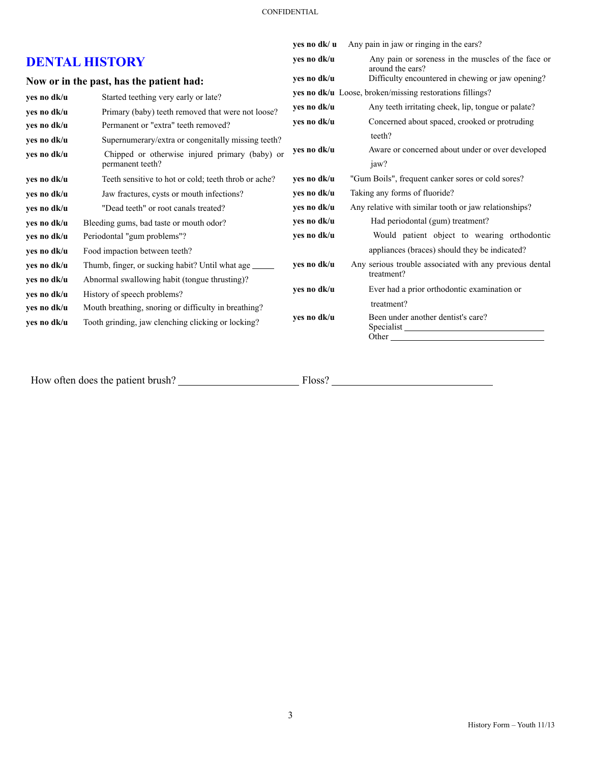## DENTAL HISTORY

**Now or in the past, has the patient had:**

**yes no dk/u** Started teething very early or late?

**yes no dk/u** Primary (baby) teeth removed that were not loose?

**yes no dk/u** Permanent or "extra" teeth removed?

**yes no dk/u** Supernumerary/extra or congenitally missing teeth?

**yes no dk/u** Chipped or otherwise injured primary (baby) or permanent teeth?

**yes no dk/u** Teeth sensitive to hot or cold; teeth throb or ache?

**yes no dk/u** Jaw fractures, cysts or mouth infections?

**yes no dk/u** "Dead teeth" or root canals treated?

**yes no dk/u** Bleeding gums, bad taste or mouth odor?

**yes no dk/u** Periodontal "gum problems"?

**yes no dk/u** Food impaction between teeth?

**yes no dk/u** Thumb, finger, or sucking habit? Until what age _____

**yes no dk/u** Abnormal swallowing habit (tongue thrusting)?

**yes no dk/u** History of speech problems?

**yes no dk/u** Mouth breathing, snoring or difficulty in breathing?

**yes no dk/u** Tooth grinding, jaw clenching clicking or locking?

**yes no dk/ u** Any pain in jaw or ringing in the ears?

**yes no dk/u** Any pain or soreness in the muscles of the face or around the ears?

**yes no dk/u** Difficulty encountered in chewing or jaw opening?

**yes no dk/u** Loose, broken/missing restorations fillings?

**yes no dk/u** Any teeth irritating cheek, lip, tongue or palate?

**yes no dk/u** Concerned about spaced, crooked or protruding teeth?

**yes no dk/u** Aware or concerned about under or over developed jaw?

**yes no dk/u** "Gum Boils", frequent canker sores or cold sores?

**yes no dk/u** Taking any forms of fluoride?

**yes no dk/u** Any relative with similar tooth or jaw relationships?

**yes no dk/u** Had periodontal (gum) treatment?

**yes no dk/u** Would patient object to wearing orthodontic appliances (braces) should they be indicated?

**yes no dk/u** Any serious trouble associated with any previous dental treatment?

**yes no dk/u** Ever had a prior orthodontic examination or treatment?

**yes no dk/u** Been under another dentist's care?
Specialist ______________________________
Other ______________________________

How often does the patient brush? ______________________ Floss? ______________________________

History Form – Youth 11/13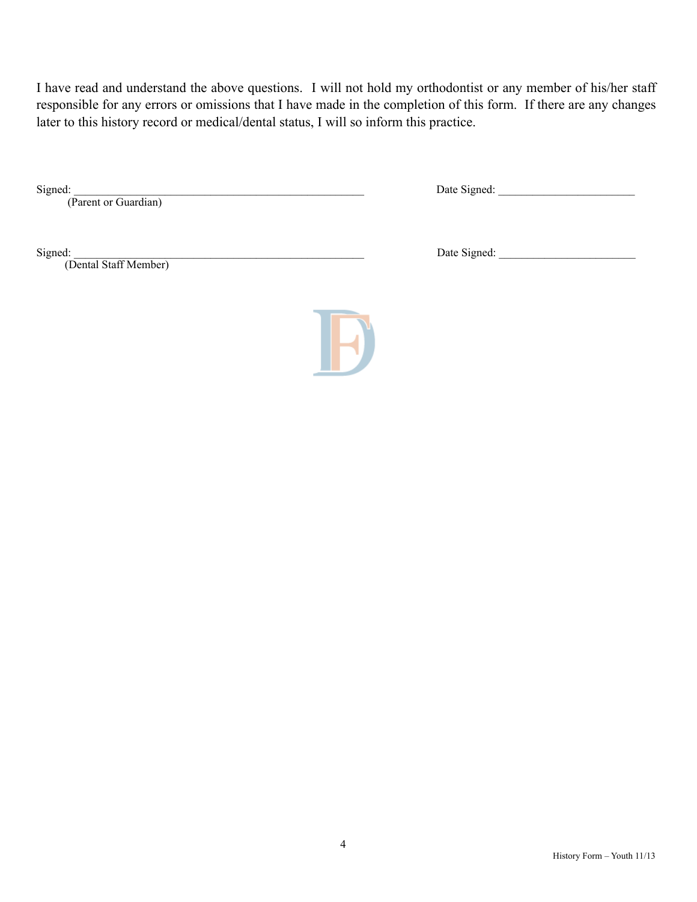I have read and understand the above questions. I will not hold my orthodontist or any member of his/her staff responsible for any errors or omissions that I have made in the completion of this form. If there are any changes later to this history record or medical/dental status, I will so inform this practice.

Signed: ___________________________________________________ Date Signed: ________________________
(Parent or Guardian)

Signed: ___________________________________________________ Date Signed: ________________________
(Dental Staff Member)